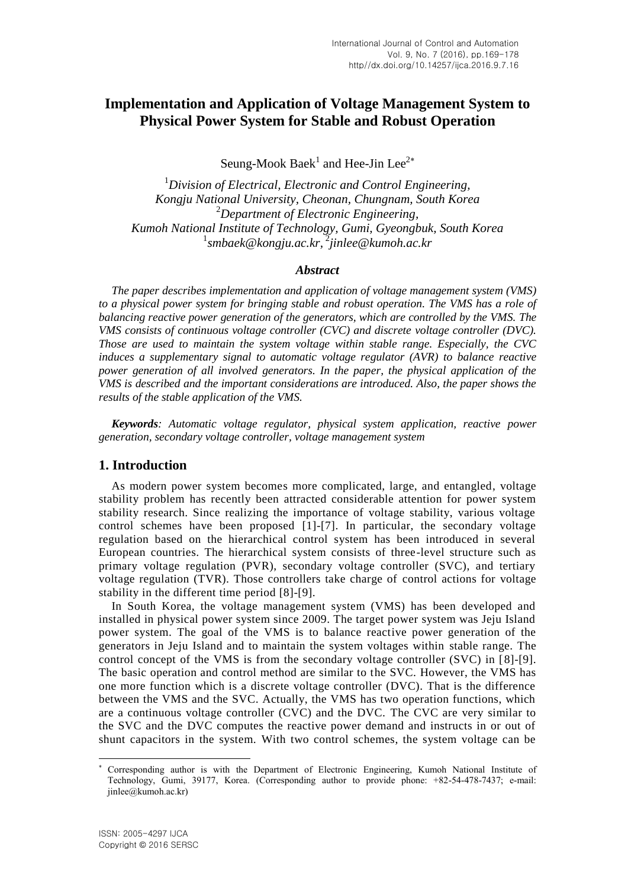# Implementation and Application of Voltage Management System to Physical Power System for Stable and Robust Operation

Seung-Mook Baek[1] and Hee-Jin Lee[2*]

[1]*Division of Electrical, Electronic and Control Engineering, Kongju National University, Cheonan, Chungnam, South Korea*
[2]*Department of Electronic Engineering, Kumoh National Institute of Technology, Gumi, Gyeongbuk, South Korea*
[1]*smbaek@kongju.ac.kr,* [2]*jinlee@kumoh.ac.kr*

### *Abstract*

*The paper describes implementation and application of voltage management system (VMS) to a physical power system for bringing stable and robust operation. The VMS has a role of balancing reactive power generation of the generators, which are controlled by the VMS. The VMS consists of continuous voltage controller (CVC) and discrete voltage controller (DVC). Those are used to maintain the system voltage within stable range. Especially, the CVC induces a supplementary signal to automatic voltage regulator (AVR) to balance reactive power generation of all involved generators. In the paper, the physical application of the VMS is described and the important considerations are introduced. Also, the paper shows the results of the stable application of the VMS.*

***Keywords****: Automatic voltage regulator, physical system application, reactive power generation, secondary voltage controller, voltage management system*

## 1. Introduction

As modern power system becomes more complicated, large, and entangled, voltage stability problem has recently been attracted considerable attention for power system stability research. Since realizing the importance of voltage stability, various voltage control schemes have been proposed [1]-[7]. In particular, the secondary voltage regulation based on the hierarchical control system has been introduced in several European countries. The hierarchical system consists of three-level structure such as primary voltage regulation (PVR), secondary voltage controller (SVC), and tertiary voltage regulation (TVR). Those controllers take charge of control actions for voltage stability in the different time period [8]-[9].

In South Korea, the voltage management system (VMS) has been developed and installed in physical power system since 2009. The target power system was Jeju Island power system. The goal of the VMS is to balance reactive power generation of the generators in Jeju Island and to maintain the system voltages within stable range. The control concept of the VMS is from the secondary voltage controller (SVC) in [8]-[9]. The basic operation and control method are similar to the SVC. However, the VMS has one more function which is a discrete voltage controller (DVC). That is the difference between the VMS and the SVC. Actually, the VMS has two operation functions, which are a continuous voltage controller (CVC) and the DVC. The CVC are very similar to the SVC and the DVC computes the reactive power demand and instructs in or out of shunt capacitors in the system. With two control schemes, the system voltage can be

[*] Corresponding author is with the Department of Electronic Engineering, Kumoh National Institute of Technology, Gumi, 39177, Korea. (Corresponding author to provide phone: +82-54-478-7437; e-mail: jinlee@kumoh.ac.kr)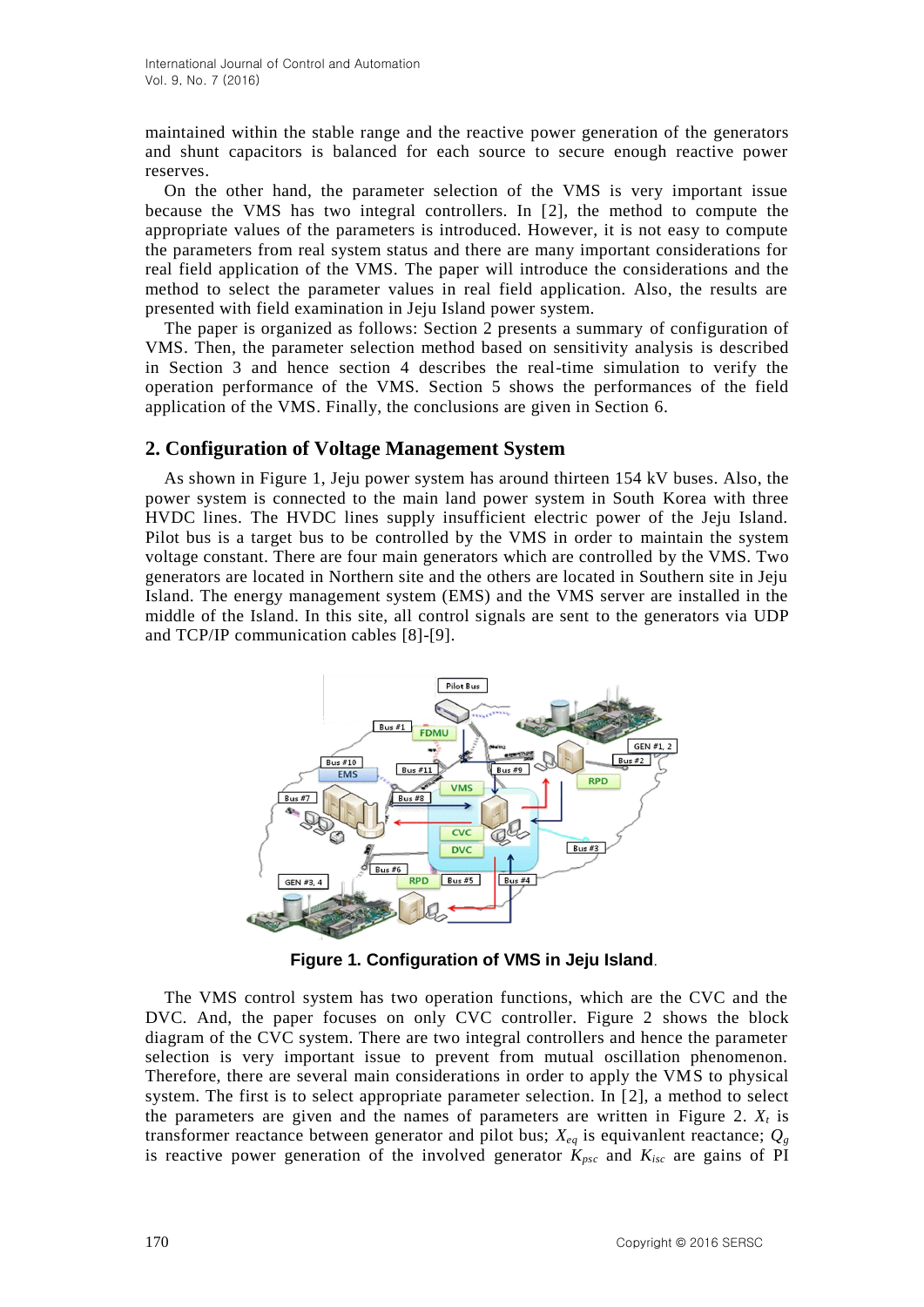maintained within the stable range and the reactive power generation of the generators and shunt capacitors is balanced for each source to secure enough reactive power reserves.

On the other hand, the parameter selection of the VMS is very important issue because the VMS has two integral controllers. In [2], the method to compute the appropriate values of the parameters is introduced. However, it is not easy to compute the parameters from real system status and there are many important considerations for real field application of the VMS. The paper will introduce the considerations and the method to select the parameter values in real field application. Also, the results are presented with field examination in Jeju Island power system.

The paper is organized as follows: Section 2 presents a summary of configuration of VMS. Then, the parameter selection method based on sensitivity analysis is described in Section 3 and hence section 4 describes the real-time simulation to verify the operation performance of the VMS. Section 5 shows the performances of the field application of the VMS. Finally, the conclusions are given in Section 6.

## 2. Configuration of Voltage Management System

As shown in Figure 1, Jeju power system has around thirteen 154 kV buses. Also, the power system is connected to the main land power system in South Korea with three HVDC lines. The HVDC lines supply insufficient electric power of the Jeju Island. Pilot bus is a target bus to be controlled by the VMS in order to maintain the system voltage constant. There are four main generators which are controlled by the VMS. Two generators are located in Northern site and the others are located in Southern site in Jeju Island. The energy management system (EMS) and the VMS server are installed in the middle of the Island. In this site, all control signals are sent to the generators via UDP and TCP/IP communication cables [8]-[9].

**Figure 1. Configuration of VMS in Jeju Island.**

The VMS control system has two operation functions, which are the CVC and the DVC. And, the paper focuses on only CVC controller. Figure 2 shows the block diagram of the CVC system. There are two integral controllers and hence the parameter selection is very important issue to prevent from mutual oscillation phenomenon. Therefore, there are several main considerations in order to apply the VMS to physical system. The first is to select appropriate parameter selection. In [2], a method to select the parameters are given and the names of parameters are written in Figure 2. $X_t$ is transformer reactance between generator and pilot bus; $X_{eq}$ is equivanlent reactance; $Q_g$ is reactive power generation of the involved generator $K_{psc}$ and $K_{isc}$ are gains of PI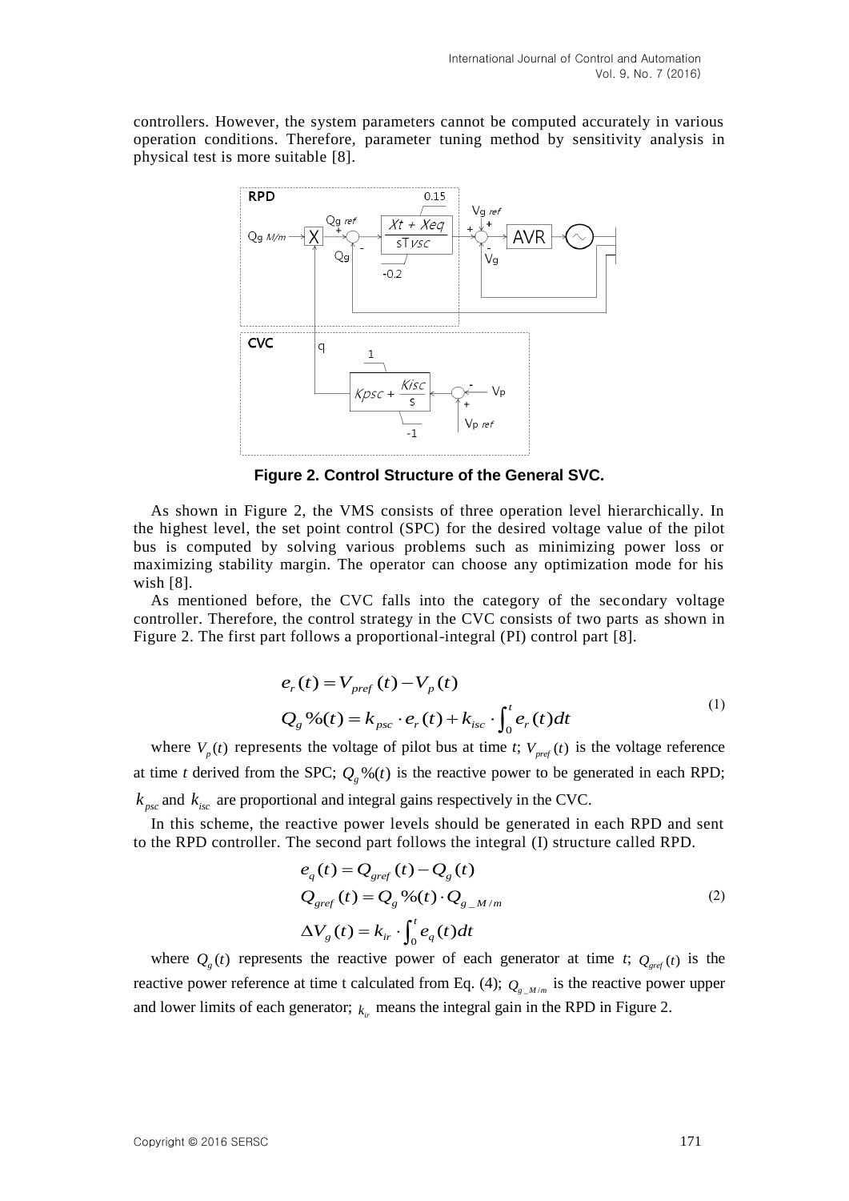controllers. However, the system parameters cannot be computed accurately in various operation conditions. Therefore, parameter tuning method by sensitivity analysis in physical test is more suitable [8].

**Figure 2. Control Structure of the General SVC.**

As shown in Figure 2, the VMS consists of three operation level hierarchically. In the highest level, the set point control (SPC) for the desired voltage value of the pilot bus is computed by solving various problems such as minimizing power loss or maximizing stability margin. The operator can choose any optimization mode for his wish [8].

As mentioned before, the CVC falls into the category of the secondary voltage controller. Therefore, the control strategy in the CVC consists of two parts as shown in Figure 2. The first part follows a proportional-integral (PI) control part [8].

$$
\begin{aligned}
& e_r(t) = V_{pref}(t) - V_p(t) \\
& Q_g\%(t) = k_{psc} \cdot e_r(t) + k_{isc} \cdot \int_0^t e_r(t)dt
\end{aligned}
\tag{1}
$$

where $V_p(t)$ represents the voltage of pilot bus at time *t*; $V_{pref}(t)$ is the voltage reference at time *t* derived from the SPC; $Q_g\%(t)$ is the reactive power to be generated in each RPD; $k_{psc}$ and $k_{isc}$ are proportional and integral gains respectively in the CVC.

In this scheme, the reactive power levels should be generated in each RPD and sent to the RPD controller. The second part follows the integral (I) structure called RPD.

$$
\begin{aligned}
& e_q(t) = Q_{gref}(t) - Q_g(t) \\
& Q_{gref}(t) = Q_g\%(t) \cdot Q_{g\_M/m} \\
& \Delta V_g(t) = k_{ir} \cdot \int_0^t e_q(t)dt
\end{aligned}
\tag{2}
$$

where $Q_g(t)$ represents the reactive power of each generator at time *t*; $Q_{gref}(t)$ is the reactive power reference at time t calculated from Eq. (4); $Q_{g\_M/m}$ is the reactive power upper and lower limits of each generator; $k_{ir}$ means the integral gain in the RPD in Figure 2.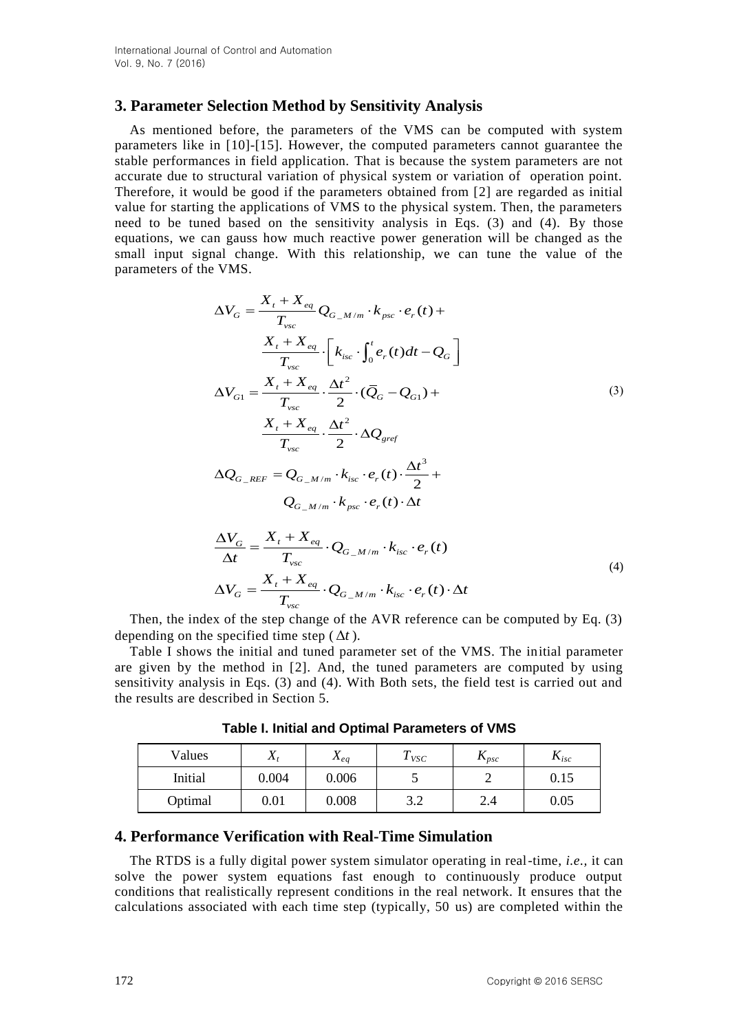## 3. Parameter Selection Method by Sensitivity Analysis

As mentioned before, the parameters of the VMS can be computed with system parameters like in [10]-[15]. However, the computed parameters cannot guarantee the stable performances in field application. That is because the system parameters are not accurate due to structural variation of physical system or variation of operation point. Therefore, it would be good if the parameters obtained from [2] are regarded as initial value for starting the applications of VMS to the physical system. Then, the parameters need to be tuned based on the sensitivity analysis in Eqs. (3) and (4). By those equations, we can gauss how much reactive power generation will be changed as the small input signal change. With this relationship, we can tune the value of the parameters of the VMS.

$$
\begin{aligned}
\Delta V_G &= \frac{X_t + X_{eq}}{T_{vsc}} Q_{G\_M/m} \cdot k_{psc} \cdot e_r(t) + \\
&\quad \frac{X_t + X_{eq}}{T_{vsc}} \cdot \left[ k_{isc} \cdot \int_0^t e_r(t)dt - Q_G \right] \\
\Delta V_{G1} &= \frac{X_t + X_{eq}}{T_{vsc}} \cdot \frac{\Delta t^2}{2} \cdot (\bar{Q}_G - Q_{G1}) + \\
&\quad \frac{X_t + X_{eq}}{T_{vsc}} \cdot \frac{\Delta t^2}{2} \cdot \Delta Q_{gref} \\
\Delta Q_{G\_REF} &= Q_{G\_M/m} \cdot k_{isc} \cdot e_r(t) \cdot \frac{\Delta t^3}{2} + \\
&\quad Q_{G\_M/m} \cdot k_{psc} \cdot e_r(t) \cdot \Delta t
\end{aligned} \tag{3}
$$

$$
\begin{aligned}
\frac{\Delta V_G}{\Delta t} &= \frac{X_t + X_{eq}}{T_{vsc}} \cdot Q_{G\_M/m} \cdot k_{isc} \cdot e_r(t) \\
\Delta V_G &= \frac{X_t + X_{eq}}{T_{vsc}} \cdot Q_{G\_M/m} \cdot k_{isc} \cdot e_r(t) \cdot \Delta t
\end{aligned} \tag{4}
$$

Then, the index of the step change of the AVR reference can be computed by Eq. (3) depending on the specified time step ($\Delta t$).

Table I shows the initial and tuned parameter set of the VMS. The initial parameter are given by the method in [2]. And, the tuned parameters are computed by using sensitivity analysis in Eqs. (3) and (4). With Both sets, the field test is carried out and the results are described in Section 5.

**Table I. Initial and Optimal Parameters of VMS**

| Values | $X_t$ | $X_{eq}$ | $T_{VSC}$ | $K_{psc}$ | $K_{isc}$ |
|---|---|---|---|---|---|
| Initial | 0.004 | 0.006 | 5 | 2 | 0.15 |
| Optimal | 0.01 | 0.008 | 3.2 | 2.4 | 0.05 |

## 4. Performance Verification with Real-Time Simulation

The RTDS is a fully digital power system simulator operating in real-time, *i.e.*, it can solve the power system equations fast enough to continuously produce output conditions that realistically represent conditions in the real network. It ensures that the calculations associated with each time step (typically, 50 us) are completed within the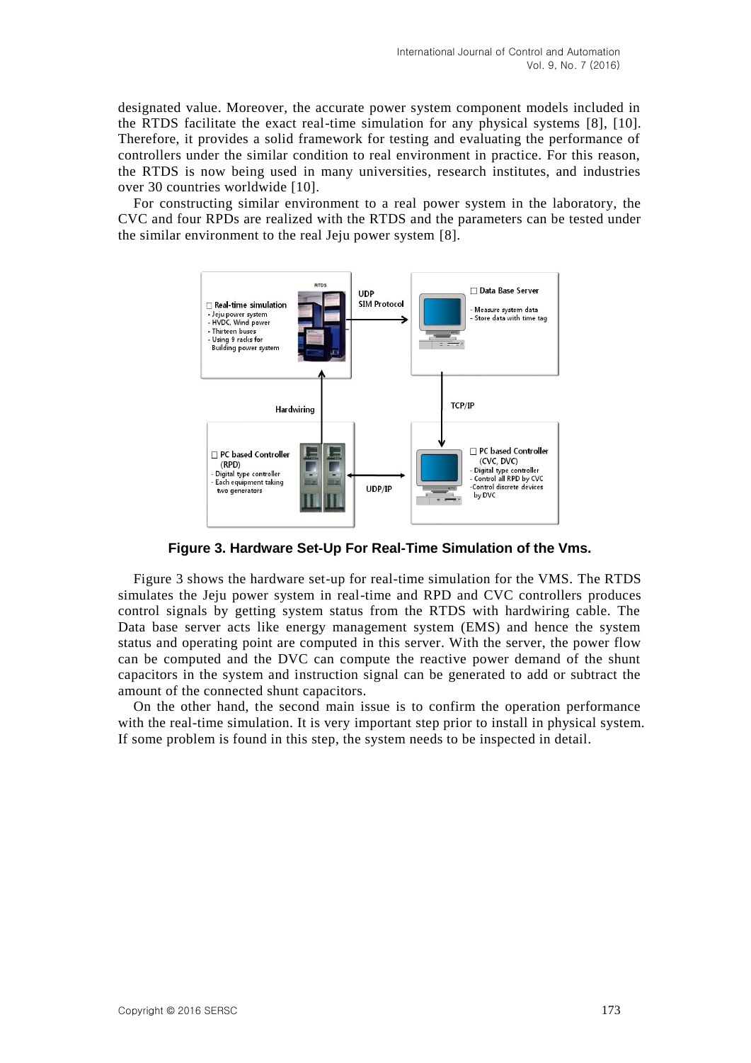designated value. Moreover, the accurate power system component models included in the RTDS facilitate the exact real-time simulation for any physical systems [8], [10]. Therefore, it provides a solid framework for testing and evaluating the performance of controllers under the similar condition to real environment in practice. For this reason, the RTDS is now being used in many universities, research institutes, and industries over 30 countries worldwide [10].

For constructing similar environment to a real power system in the laboratory, the CVC and four RPDs are realized with the RTDS and the parameters can be tested under the similar environment to the real Jeju power system [8].

**Figure 3. Hardware Set-Up For Real-Time Simulation of the Vms.**

Figure 3 shows the hardware set-up for real-time simulation for the VMS. The RTDS simulates the Jeju power system in real-time and RPD and CVC controllers produces control signals by getting system status from the RTDS with hardwiring cable. The Data base server acts like energy management system (EMS) and hence the system status and operating point are computed in this server. With the server, the power flow can be computed and the DVC can compute the reactive power demand of the shunt capacitors in the system and instruction signal can be generated to add or subtract the amount of the connected shunt capacitors.

On the other hand, the second main issue is to confirm the operation performance with the real-time simulation. It is very important step prior to install in physical system. If some problem is found in this step, the system needs to be inspected in detail.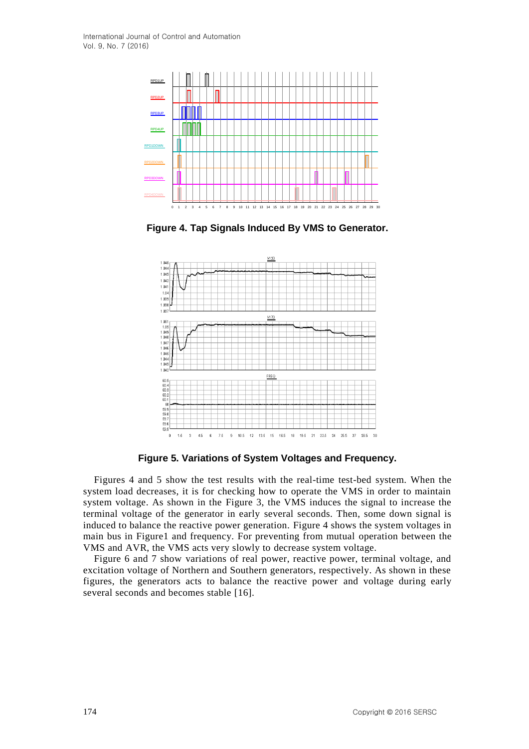**Figure 4. Tap Signals Induced By VMS to Generator.**

**Figure 5. Variations of System Voltages and Frequency.**

Figures 4 and 5 show the test results with the real-time test-bed system. When the system load decreases, it is for checking how to operate the VMS in order to maintain system voltage. As shown in the Figure 3, the VMS induces the signal to increase the terminal voltage of the generator in early several seconds. Then, some down signal is induced to balance the reactive power generation. Figure 4 shows the system voltages in main bus in Figure1 and frequency. For preventing from mutual operation between the VMS and AVR, the VMS acts very slowly to decrease system voltage.

Figure 6 and 7 show variations of real power, reactive power, terminal voltage, and excitation voltage of Northern and Southern generators, respectively. As shown in these figures, the generators acts to balance the reactive power and voltage during early several seconds and becomes stable [16].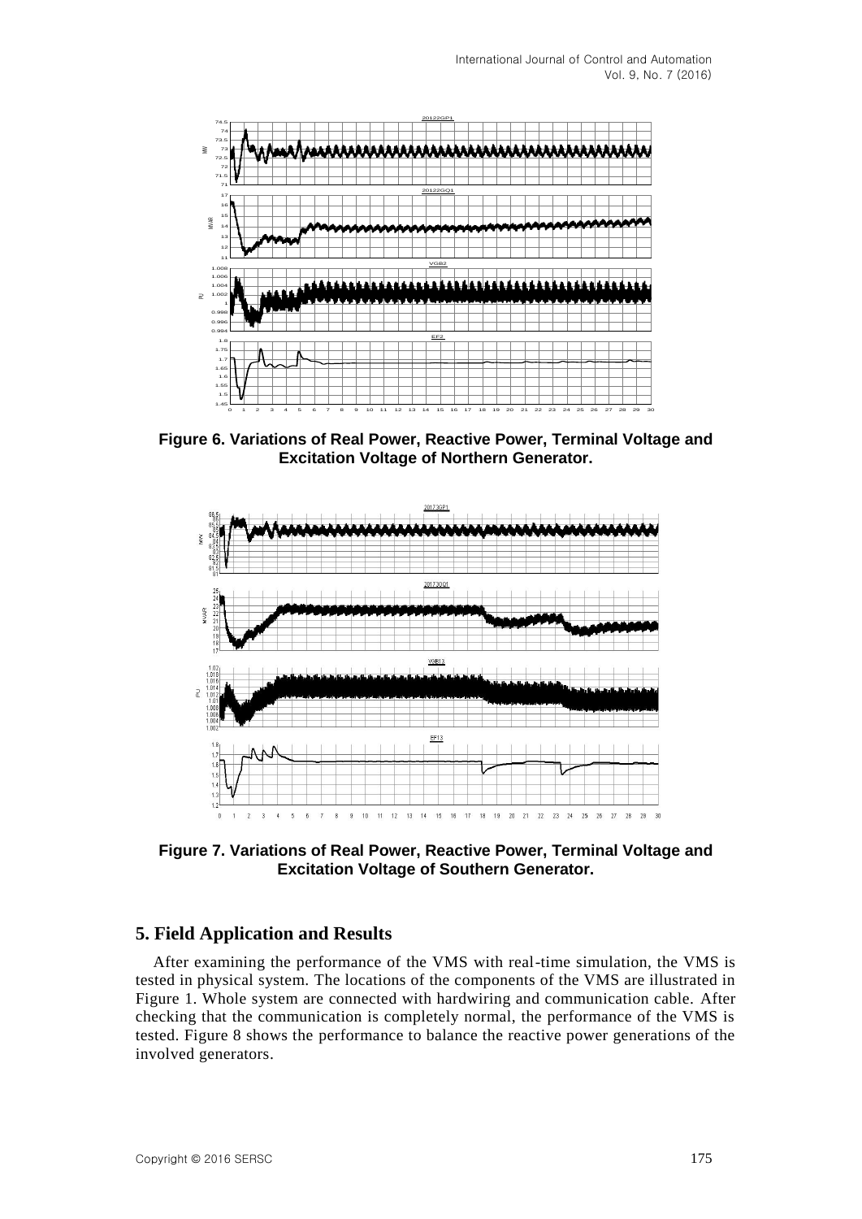**Figure 6. Variations of Real Power, Reactive Power, Terminal Voltage and Excitation Voltage of Northern Generator.**

**Figure 7. Variations of Real Power, Reactive Power, Terminal Voltage and Excitation Voltage of Southern Generator.**

## 5. Field Application and Results

After examining the performance of the VMS with real-time simulation, the VMS is tested in physical system. The locations of the components of the VMS are illustrated in Figure 1. Whole system are connected with hardwiring and communication cable. After checking that the communication is completely normal, the performance of the VMS is tested. Figure 8 shows the performance to balance the reactive power generations of the involved generators.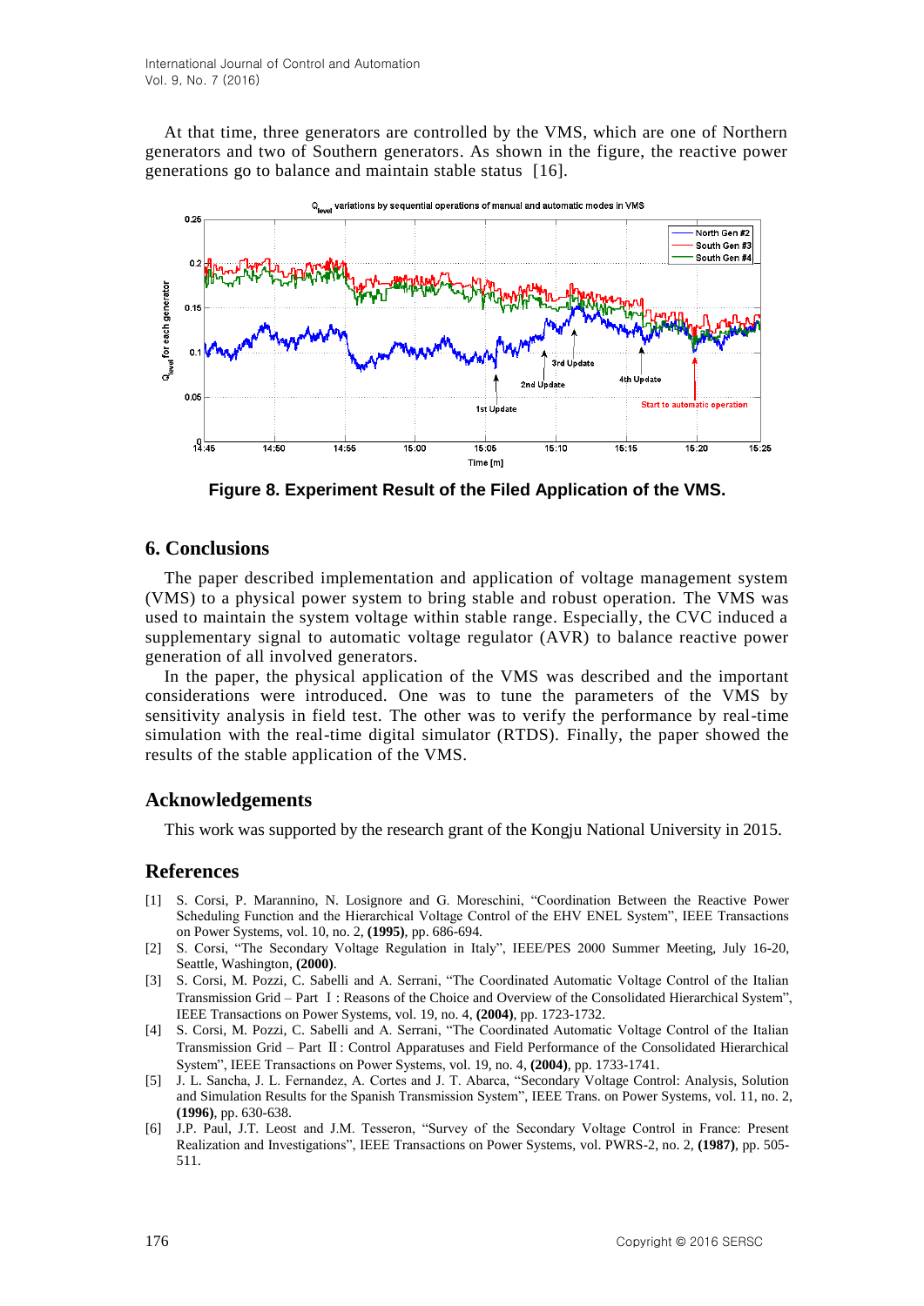At that time, three generators are controlled by the VMS, which are one of Northern generators and two of Southern generators. As shown in the figure, the reactive power generations go to balance and maintain stable status [16].

**Figure 8. Experiment Result of the Filed Application of the VMS.**

## 6. Conclusions

The paper described implementation and application of voltage management system (VMS) to a physical power system to bring stable and robust operation. The VMS was used to maintain the system voltage within stable range. Especially, the CVC induced a supplementary signal to automatic voltage regulator (AVR) to balance reactive power generation of all involved generators.

In the paper, the physical application of the VMS was described and the important considerations were introduced. One was to tune the parameters of the VMS by sensitivity analysis in field test. The other was to verify the performance by real-time simulation with the real-time digital simulator (RTDS). Finally, the paper showed the results of the stable application of the VMS.

## Acknowledgements

This work was supported by the research grant of the Kongju National University in 2015.

## References

[1] S. Corsi, P. Marannino, N. Losignore and G. Moreschini, "Coordination Between the Reactive Power Scheduling Function and the Hierarchical Voltage Control of the EHV ENEL System", IEEE Transactions on Power Systems, vol. 10, no. 2, **(1995)**, pp. 686-694.

[2] S. Corsi, "The Secondary Voltage Regulation in Italy", IEEE/PES 2000 Summer Meeting, July 16-20, Seattle, Washington, **(2000)**.

[3] S. Corsi, M. Pozzi, C. Sabelli and A. Serrani, "The Coordinated Automatic Voltage Control of the Italian Transmission Grid – Part Ⅰ: Reasons of the Choice and Overview of the Consolidated Hierarchical System", IEEE Transactions on Power Systems, vol. 19, no. 4, **(2004)**, pp. 1723-1732.

[4] S. Corsi, M. Pozzi, C. Sabelli and A. Serrani, "The Coordinated Automatic Voltage Control of the Italian Transmission Grid – Part Ⅱ: Control Apparatuses and Field Performance of the Consolidated Hierarchical System", IEEE Transactions on Power Systems, vol. 19, no. 4, **(2004)**, pp. 1733-1741.

[5] J. L. Sancha, J. L. Fernandez, A. Cortes and J. T. Abarca, "Secondary Voltage Control: Analysis, Solution and Simulation Results for the Spanish Transmission System", IEEE Trans. on Power Systems, vol. 11, no. 2, **(1996)**, pp. 630-638.

[6] J.P. Paul, J.T. Leost and J.M. Tesseron, "Survey of the Secondary Voltage Control in France: Present Realization and Investigations", IEEE Transactions on Power Systems, vol. PWRS-2, no. 2, **(1987)**, pp. 505-511.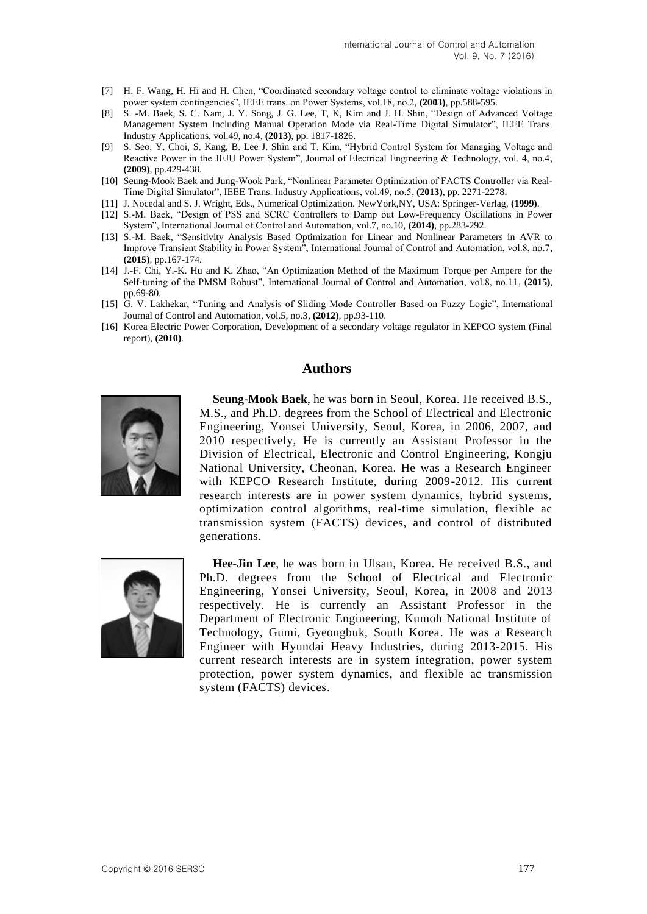[7] H. F. Wang, H. Hi and H. Chen, "Coordinated secondary voltage control to eliminate voltage violations in power system contingencies", IEEE trans. on Power Systems, vol.18, no.2, **(2003)**, pp.588-595.

[8] S. -M. Baek, S. C. Nam, J. Y. Song, J. G. Lee, T, K, Kim and J. H. Shin, "Design of Advanced Voltage Management System Including Manual Operation Mode via Real-Time Digital Simulator", IEEE Trans. Industry Applications, vol.49, no.4, **(2013)**, pp. 1817-1826.

[9] S. Seo, Y. Choi, S. Kang, B. Lee J. Shin and T. Kim, "Hybrid Control System for Managing Voltage and Reactive Power in the JEJU Power System", Journal of Electrical Engineering & Technology, vol. 4, no.4, **(2009)**, pp.429-438.

[10] Seung-Mook Baek and Jung-Wook Park, "Nonlinear Parameter Optimization of FACTS Controller via Real-Time Digital Simulator", IEEE Trans. Industry Applications, vol.49, no.5, **(2013)**, pp. 2271-2278.

[11] J. Nocedal and S. J. Wright, Eds., Numerical Optimization. NewYork,NY, USA: Springer-Verlag, **(1999)**.

[12] S.-M. Baek, "Design of PSS and SCRC Controllers to Damp out Low-Frequency Oscillations in Power System", International Journal of Control and Automation, vol.7, no.10, **(2014)**, pp.283-292.

[13] S.-M. Baek, "Sensitivity Analysis Based Optimization for Linear and Nonlinear Parameters in AVR to Improve Transient Stability in Power System", International Journal of Control and Automation, vol.8, no.7, **(2015)**, pp.167-174.

[14] J.-F. Chi, Y.-K. Hu and K. Zhao, "An Optimization Method of the Maximum Torque per Ampere for the Self-tuning of the PMSM Robust", International Journal of Control and Automation, vol.8, no.11, **(2015)**, pp.69-80.

[15] G. V. Lakhekar, "Tuning and Analysis of Sliding Mode Controller Based on Fuzzy Logic", International Journal of Control and Automation, vol.5, no.3, **(2012)**, pp.93-110.

[16] Korea Electric Power Corporation, Development of a secondary voltage regulator in KEPCO system (Final report), **(2010)**.

## Authors

**Seung-Mook Baek**, he was born in Seoul, Korea. He received B.S., M.S., and Ph.D. degrees from the School of Electrical and Electronic Engineering, Yonsei University, Seoul, Korea, in 2006, 2007, and 2010 respectively, He is currently an Assistant Professor in the Division of Electrical, Electronic and Control Engineering, Kongju National University, Cheonan, Korea. He was a Research Engineer with KEPCO Research Institute, during 2009-2012. His current research interests are in power system dynamics, hybrid systems, optimization control algorithms, real-time simulation, flexible ac transmission system (FACTS) devices, and control of distributed generations.

**Hee-Jin Lee**, he was born in Ulsan, Korea. He received B.S., and Ph.D. degrees from the School of Electrical and Electronic Engineering, Yonsei University, Seoul, Korea, in 2008 and 2013 respectively. He is currently an Assistant Professor in the Department of Electronic Engineering, Kumoh National Institute of Technology, Gumi, Gyeongbuk, South Korea. He was a Research Engineer with Hyundai Heavy Industries, during 2013-2015. His current research interests are in system integration, power system protection, power system dynamics, and flexible ac transmission system (FACTS) devices.